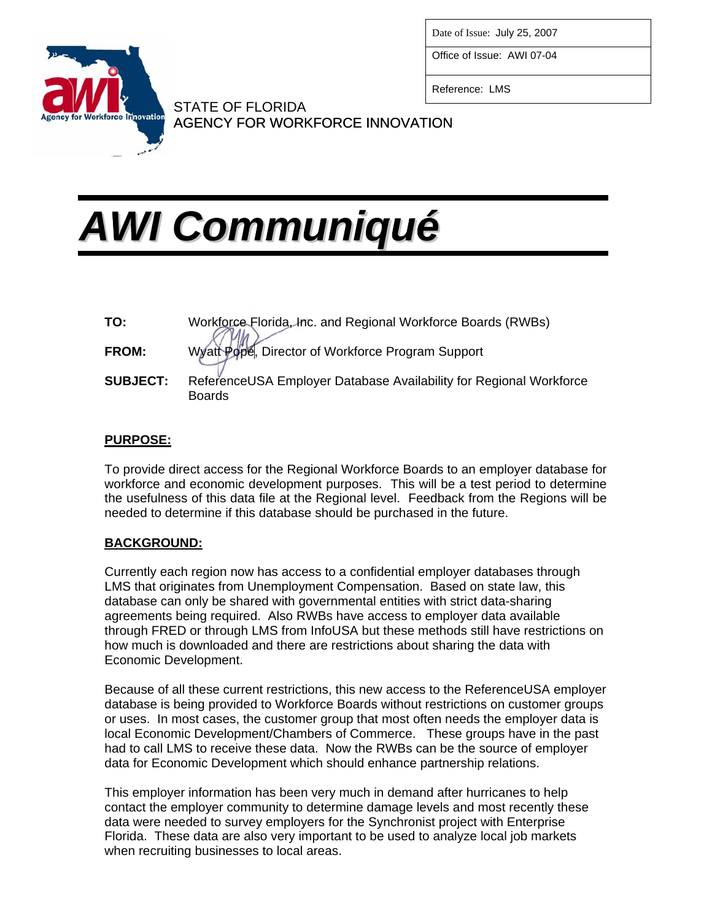| Date of Issue: July 25, 2007 |
| --- |
| Office of Issue: AWI 07-04 |
| Reference: LMS |

STATE OF FLORIDA
AGENCY FOR WORKFORCE INNOVATION

# AWI Communiqué

**TO:** Workforce Florida, Inc. and Regional Workforce Boards (RWBs)

**FROM:** Wyatt Pope, Director of Workforce Program Support

**SUBJECT:** ReferenceUSA Employer Database Availability for Regional Workforce Boards

## PURPOSE:

To provide direct access for the Regional Workforce Boards to an employer database for workforce and economic development purposes. This will be a test period to determine the usefulness of this data file at the Regional level. Feedback from the Regions will be needed to determine if this database should be purchased in the future.

## BACKGROUND:

Currently each region now has access to a confidential employer databases through LMS that originates from Unemployment Compensation. Based on state law, this database can only be shared with governmental entities with strict data-sharing agreements being required. Also RWBs have access to employer data available through FRED or through LMS from InfoUSA but these methods still have restrictions on how much is downloaded and there are restrictions about sharing the data with Economic Development.

Because of all these current restrictions, this new access to the ReferenceUSA employer database is being provided to Workforce Boards without restrictions on customer groups or uses. In most cases, the customer group that most often needs the employer data is local Economic Development/Chambers of Commerce. These groups have in the past had to call LMS to receive these data. Now the RWBs can be the source of employer data for Economic Development which should enhance partnership relations.

This employer information has been very much in demand after hurricanes to help contact the employer community to determine damage levels and most recently these data were needed to survey employers for the Synchronist project with Enterprise Florida. These data are also very important to be used to analyze local job markets when recruiting businesses to local areas.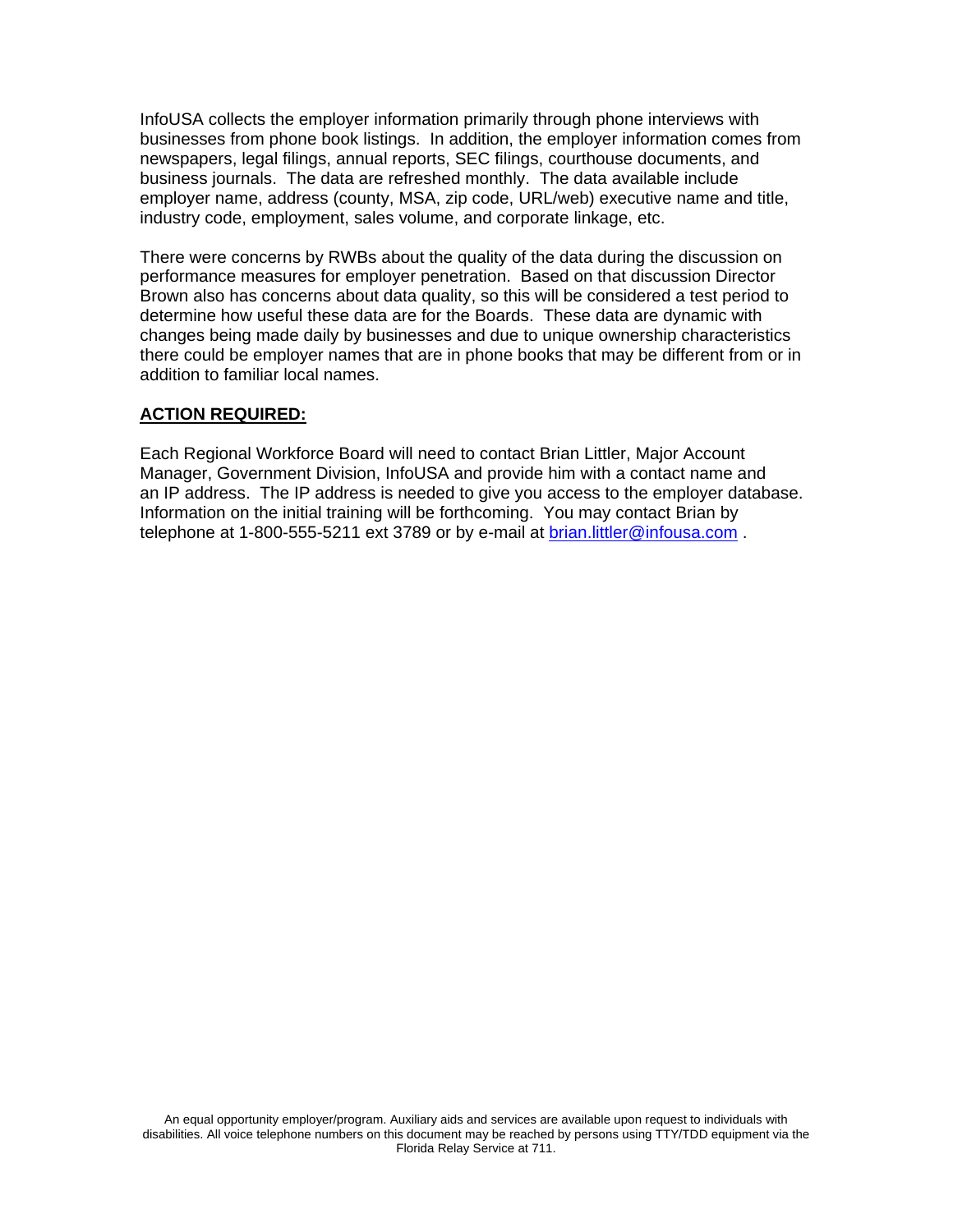InfoUSA collects the employer information primarily through phone interviews with businesses from phone book listings. In addition, the employer information comes from newspapers, legal filings, annual reports, SEC filings, courthouse documents, and business journals. The data are refreshed monthly. The data available include employer name, address (county, MSA, zip code, URL/web) executive name and title, industry code, employment, sales volume, and corporate linkage, etc.

There were concerns by RWBs about the quality of the data during the discussion on performance measures for employer penetration. Based on that discussion Director Brown also has concerns about data quality, so this will be considered a test period to determine how useful these data are for the Boards. These data are dynamic with changes being made daily by businesses and due to unique ownership characteristics there could be employer names that are in phone books that may be different from or in addition to familiar local names.

**ACTION REQUIRED:**

Each Regional Workforce Board will need to contact Brian Littler, Major Account Manager, Government Division, InfoUSA and provide him with a contact name and an IP address. The IP address is needed to give you access to the employer database. Information on the initial training will be forthcoming. You may contact Brian by telephone at 1-800-555-5211 ext 3789 or by e-mail at brian.littler@infousa.com .

An equal opportunity employer/program. Auxiliary aids and services are available upon request to individuals with disabilities. All voice telephone numbers on this document may be reached by persons using TTY/TDD equipment via the Florida Relay Service at 711.